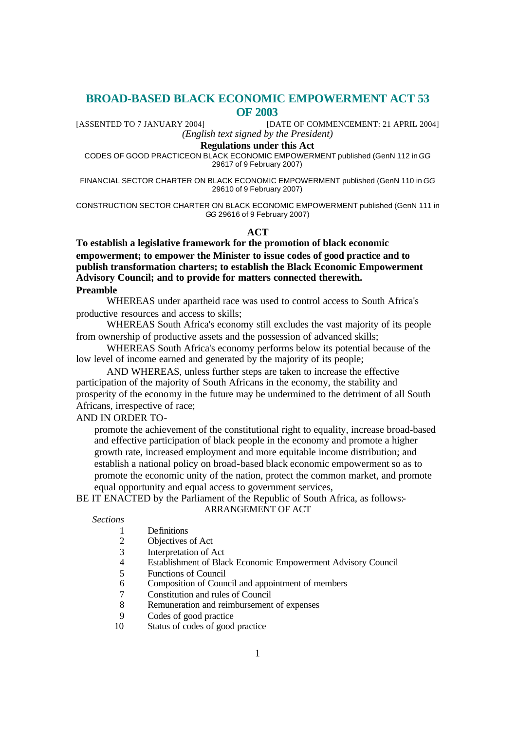# BROAD-BASED BLACK ECONOMIC EMPOWERMENT ACT 53 OF 2003

[ASSENTED TO 7 JANUARY 2004] [DATE OF COMMENCEMENT: 21 APRIL 2004]

*(English text signed by the President)*

**Regulations under this Act**

CODES OF GOOD PRACTICEON BLACK ECONOMIC EMPOWERMENT published (GenN 112 in *GG* 29617 of 9 February 2007)

FINANCIAL SECTOR CHARTER ON BLACK ECONOMIC EMPOWERMENT published (GenN 110 in *GG* 29610 of 9 February 2007)

CONSTRUCTION SECTOR CHARTER ON BLACK ECONOMIC EMPOWERMENT published (GenN 111 in *GG* 29616 of 9 February 2007)

**ACT**

**To establish a legislative framework for the promotion of black economic empowerment; to empower the Minister to issue codes of good practice and to publish transformation charters; to establish the Black Economic Empowerment Advisory Council; and to provide for matters connected therewith.**

**Preamble**

WHEREAS under apartheid race was used to control access to South Africa's productive resources and access to skills;

WHEREAS South Africa's economy still excludes the vast majority of its people from ownership of productive assets and the possession of advanced skills;

WHEREAS South Africa's economy performs below its potential because of the low level of income earned and generated by the majority of its people;

AND WHEREAS, unless further steps are taken to increase the effective participation of the majority of South Africans in the economy, the stability and prosperity of the economy in the future may be undermined to the detriment of all South Africans, irrespective of race;

AND IN ORDER TO-

promote the achievement of the constitutional right to equality, increase broad-based and effective participation of black people in the economy and promote a higher growth rate, increased employment and more equitable income distribution; and establish a national policy on broad-based black economic empowerment so as to promote the economic unity of the nation, protect the common market, and promote equal opportunity and equal access to government services,

BE IT ENACTED by the Parliament of the Republic of South Africa, as follows:-

ARRANGEMENT OF ACT

*Sections*

1 Definitions
2 Objectives of Act
3 Interpretation of Act
4 Establishment of Black Economic Empowerment Advisory Council
5 Functions of Council
6 Composition of Council and appointment of members
7 Constitution and rules of Council
8 Remuneration and reimbursement of expenses
9 Codes of good practice
10 Status of codes of good practice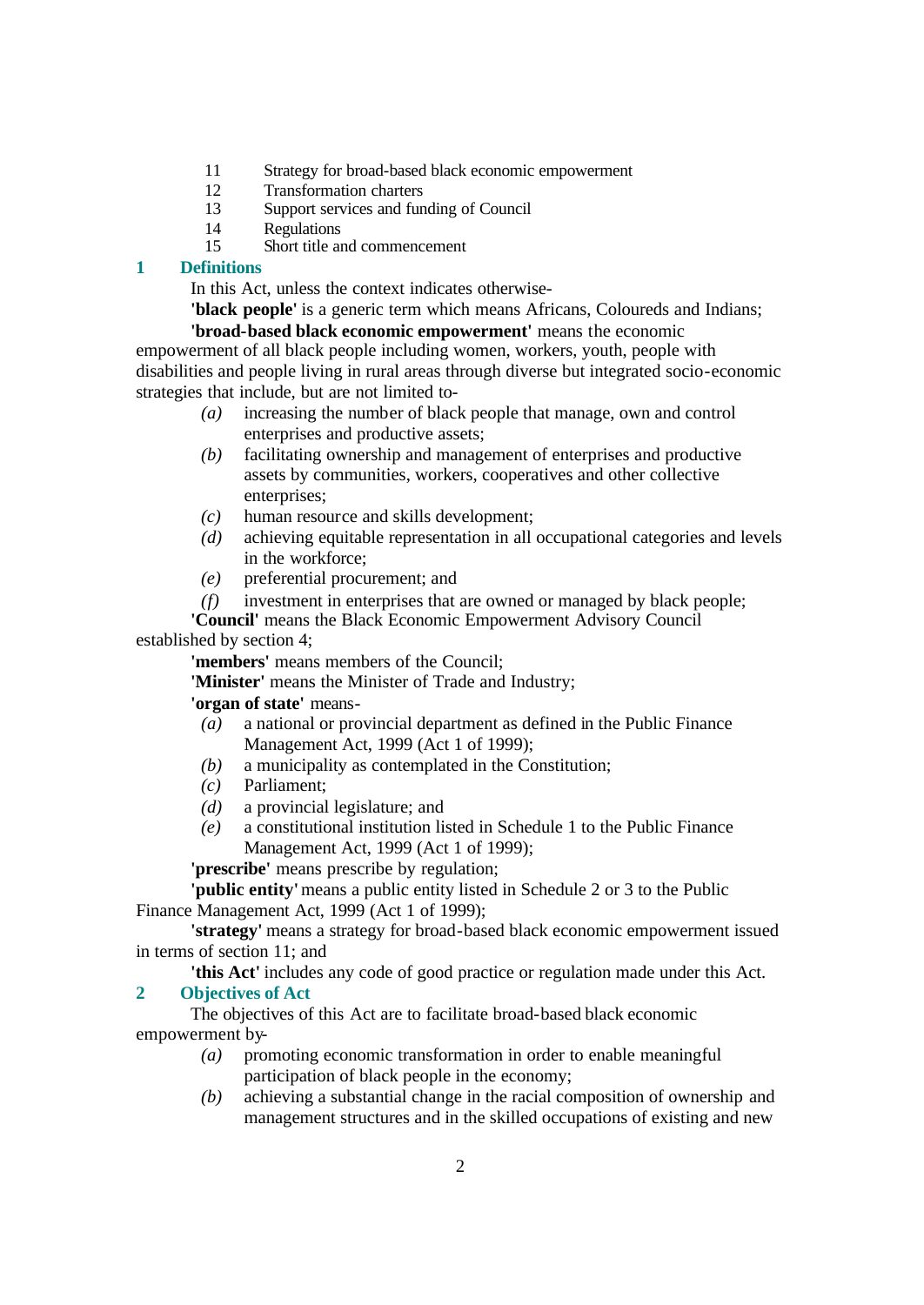11 Strategy for broad-based black economic empowerment
12 Transformation charters
13 Support services and funding of Council
14 Regulations
15 Short title and commencement

## 1 Definitions

In this Act, unless the context indicates otherwise-

**'black people'** is a generic term which means Africans, Coloureds and Indians;

**'broad-based black economic empowerment'** means the economic empowerment of all black people including women, workers, youth, people with disabilities and people living in rural areas through diverse but integrated socio-economic strategies that include, but are not limited to-

*(a)* increasing the number of black people that manage, own and control enterprises and productive assets;

*(b)* facilitating ownership and management of enterprises and productive assets by communities, workers, cooperatives and other collective enterprises;

*(c)* human resource and skills development;

*(d)* achieving equitable representation in all occupational categories and levels in the workforce;

*(e)* preferential procurement; and

*(f)* investment in enterprises that are owned or managed by black people;

**'Council'** means the Black Economic Empowerment Advisory Council established by section 4;

**'members'** means members of the Council;

**'Minister'** means the Minister of Trade and Industry;

**'organ of state'** means-

*(a)* a national or provincial department as defined in the Public Finance Management Act, 1999 (Act 1 of 1999);

*(b)* a municipality as contemplated in the Constitution;

*(c)* Parliament;

*(d)* a provincial legislature; and

*(e)* a constitutional institution listed in Schedule 1 to the Public Finance Management Act, 1999 (Act 1 of 1999);

**'prescribe'** means prescribe by regulation;

**'public entity'** means a public entity listed in Schedule 2 or 3 to the Public Finance Management Act, 1999 (Act 1 of 1999);

**'strategy'** means a strategy for broad-based black economic empowerment issued in terms of section 11; and

**'this Act'** includes any code of good practice or regulation made under this Act.

## 2 Objectives of Act

The objectives of this Act are to facilitate broad-based black economic empowerment by-

*(a)* promoting economic transformation in order to enable meaningful participation of black people in the economy;

*(b)* achieving a substantial change in the racial composition of ownership and management structures and in the skilled occupations of existing and new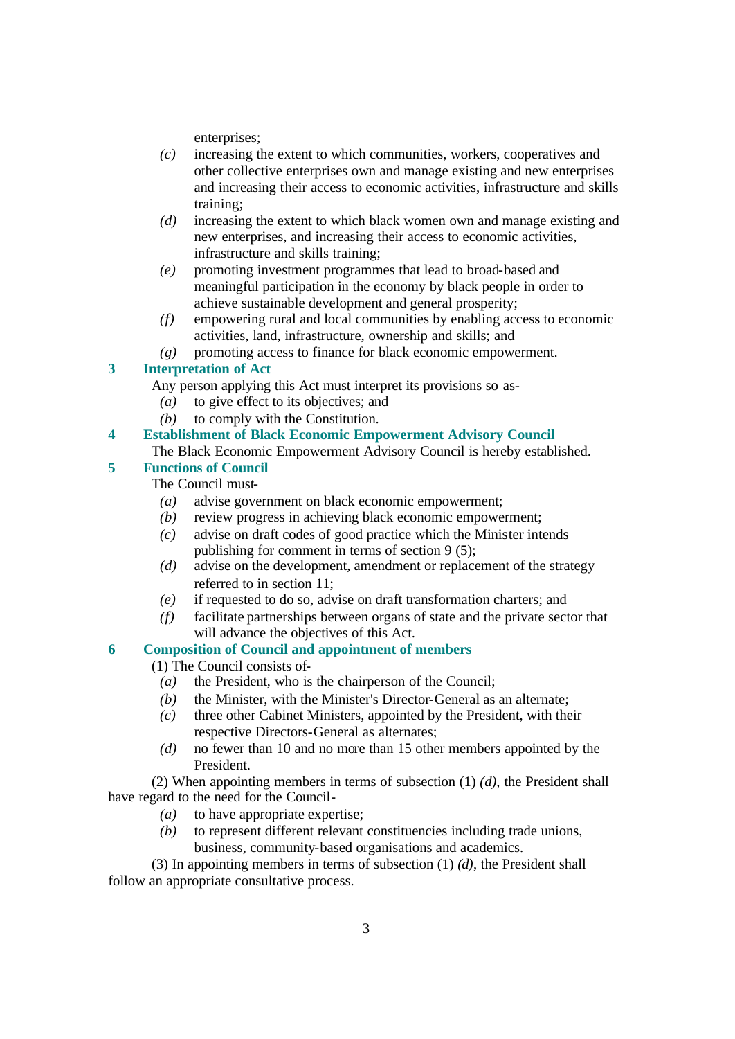enterprises;

*(c)* increasing the extent to which communities, workers, cooperatives and other collective enterprises own and manage existing and new enterprises and increasing their access to economic activities, infrastructure and skills training;

*(d)* increasing the extent to which black women own and manage existing and new enterprises, and increasing their access to economic activities, infrastructure and skills training;

*(e)* promoting investment programmes that lead to broad-based and meaningful participation in the economy by black people in order to achieve sustainable development and general prosperity;

*(f)* empowering rural and local communities by enabling access to economic activities, land, infrastructure, ownership and skills; and

*(g)* promoting access to finance for black economic empowerment.

## 3 Interpretation of Act

Any person applying this Act must interpret its provisions so as-

*(a)* to give effect to its objectives; and

*(b)* to comply with the Constitution.

## 4 Establishment of Black Economic Empowerment Advisory Council

The Black Economic Empowerment Advisory Council is hereby established.

## 5 Functions of Council

The Council must-

*(a)* advise government on black economic empowerment;

*(b)* review progress in achieving black economic empowerment;

*(c)* advise on draft codes of good practice which the Minister intends publishing for comment in terms of section 9 (5);

*(d)* advise on the development, amendment or replacement of the strategy referred to in section 11;

*(e)* if requested to do so, advise on draft transformation charters; and

*(f)* facilitate partnerships between organs of state and the private sector that will advance the objectives of this Act.

## 6 Composition of Council and appointment of members

(1) The Council consists of-

*(a)* the President, who is the chairperson of the Council;

*(b)* the Minister, with the Minister's Director-General as an alternate;

*(c)* three other Cabinet Ministers, appointed by the President, with their respective Directors-General as alternates;

*(d)* no fewer than 10 and no more than 15 other members appointed by the President.

(2) When appointing members in terms of subsection (1) *(d)*, the President shall have regard to the need for the Council-

*(a)* to have appropriate expertise;

*(b)* to represent different relevant constituencies including trade unions, business, community-based organisations and academics.

(3) In appointing members in terms of subsection (1) *(d)*, the President shall follow an appropriate consultative process.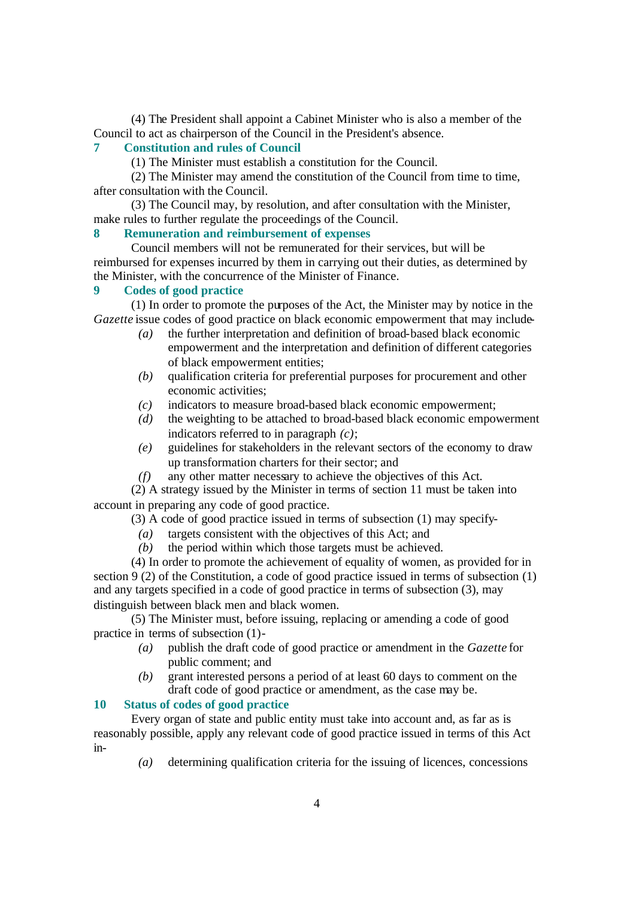(4) The President shall appoint a Cabinet Minister who is also a member of the Council to act as chairperson of the Council in the President's absence.

## 7 Constitution and rules of Council

(1) The Minister must establish a constitution for the Council.

(2) The Minister may amend the constitution of the Council from time to time, after consultation with the Council.

(3) The Council may, by resolution, and after consultation with the Minister, make rules to further regulate the proceedings of the Council.

## 8 Remuneration and reimbursement of expenses

Council members will not be remunerated for their services, but will be reimbursed for expenses incurred by them in carrying out their duties, as determined by the Minister, with the concurrence of the Minister of Finance.

## 9 Codes of good practice

(1) In order to promote the purposes of the Act, the Minister may by notice in the *Gazette* issue codes of good practice on black economic empowerment that may include-

- *(a)* the further interpretation and definition of broad-based black economic empowerment and the interpretation and definition of different categories of black empowerment entities;
- *(b)* qualification criteria for preferential purposes for procurement and other economic activities;
- *(c)* indicators to measure broad-based black economic empowerment;
- *(d)* the weighting to be attached to broad-based black economic empowerment indicators referred to in paragraph *(c)*;
- *(e)* guidelines for stakeholders in the relevant sectors of the economy to draw up transformation charters for their sector; and
- *(f)* any other matter necessary to achieve the objectives of this Act.

(2) A strategy issued by the Minister in terms of section 11 must be taken into account in preparing any code of good practice.

(3) A code of good practice issued in terms of subsection (1) may specify-

- *(a)* targets consistent with the objectives of this Act; and
- *(b)* the period within which those targets must be achieved.

(4) In order to promote the achievement of equality of women, as provided for in section 9 (2) of the Constitution, a code of good practice issued in terms of subsection (1) and any targets specified in a code of good practice in terms of subsection (3), may distinguish between black men and black women.

(5) The Minister must, before issuing, replacing or amending a code of good practice in terms of subsection (1)-

- *(a)* publish the draft code of good practice or amendment in the *Gazette* for public comment; and
- *(b)* grant interested persons a period of at least 60 days to comment on the draft code of good practice or amendment, as the case may be.

## 10 Status of codes of good practice

Every organ of state and public entity must take into account and, as far as is reasonably possible, apply any relevant code of good practice issued in terms of this Act in-

- *(a)* determining qualification criteria for the issuing of licences, concessions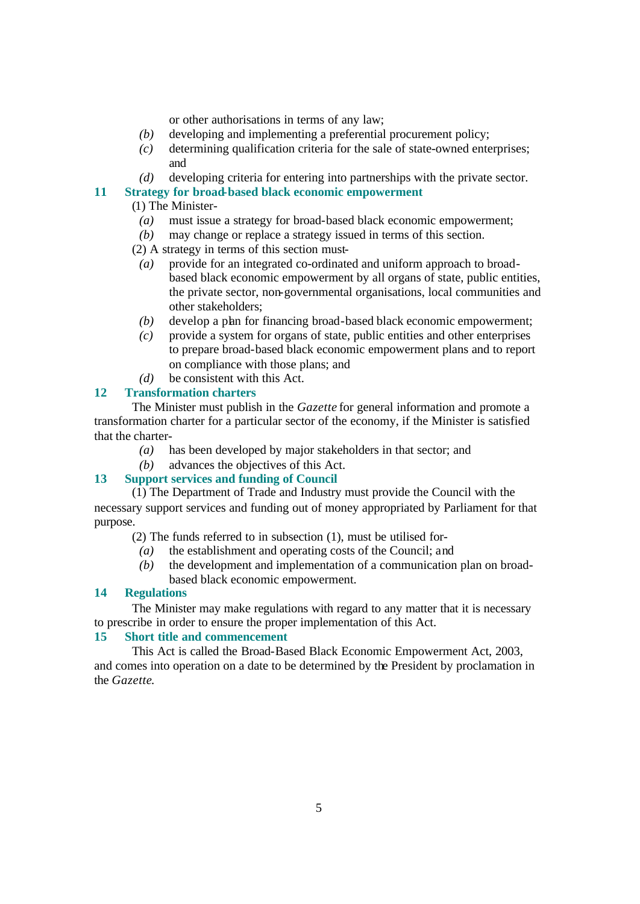or other authorisations in terms of any law;

*(b)* developing and implementing a preferential procurement policy;

*(c)* determining qualification criteria for the sale of state-owned enterprises; and

*(d)* developing criteria for entering into partnerships with the private sector.

## 11 Strategy for broad-based black economic empowerment

(1) The Minister-

*(a)* must issue a strategy for broad-based black economic empowerment;

*(b)* may change or replace a strategy issued in terms of this section.

(2) A strategy in terms of this section must-

*(a)* provide for an integrated co-ordinated and uniform approach to broad-based black economic empowerment by all organs of state, public entities, the private sector, non-governmental organisations, local communities and other stakeholders;

*(b)* develop a plan for financing broad-based black economic empowerment;

*(c)* provide a system for organs of state, public entities and other enterprises to prepare broad-based black economic empowerment plans and to report on compliance with those plans; and

*(d)* be consistent with this Act.

## 12 Transformation charters

The Minister must publish in the *Gazette* for general information and promote a transformation charter for a particular sector of the economy, if the Minister is satisfied that the charter-

*(a)* has been developed by major stakeholders in that sector; and

*(b)* advances the objectives of this Act.

## 13 Support services and funding of Council

(1) The Department of Trade and Industry must provide the Council with the necessary support services and funding out of money appropriated by Parliament for that purpose.

(2) The funds referred to in subsection (1), must be utilised for-

*(a)* the establishment and operating costs of the Council; and

*(b)* the development and implementation of a communication plan on broad-based black economic empowerment.

## 14 Regulations

The Minister may make regulations with regard to any matter that it is necessary to prescribe in order to ensure the proper implementation of this Act.

## 15 Short title and commencement

This Act is called the Broad-Based Black Economic Empowerment Act, 2003, and comes into operation on a date to be determined by the President by proclamation in the *Gazette*.